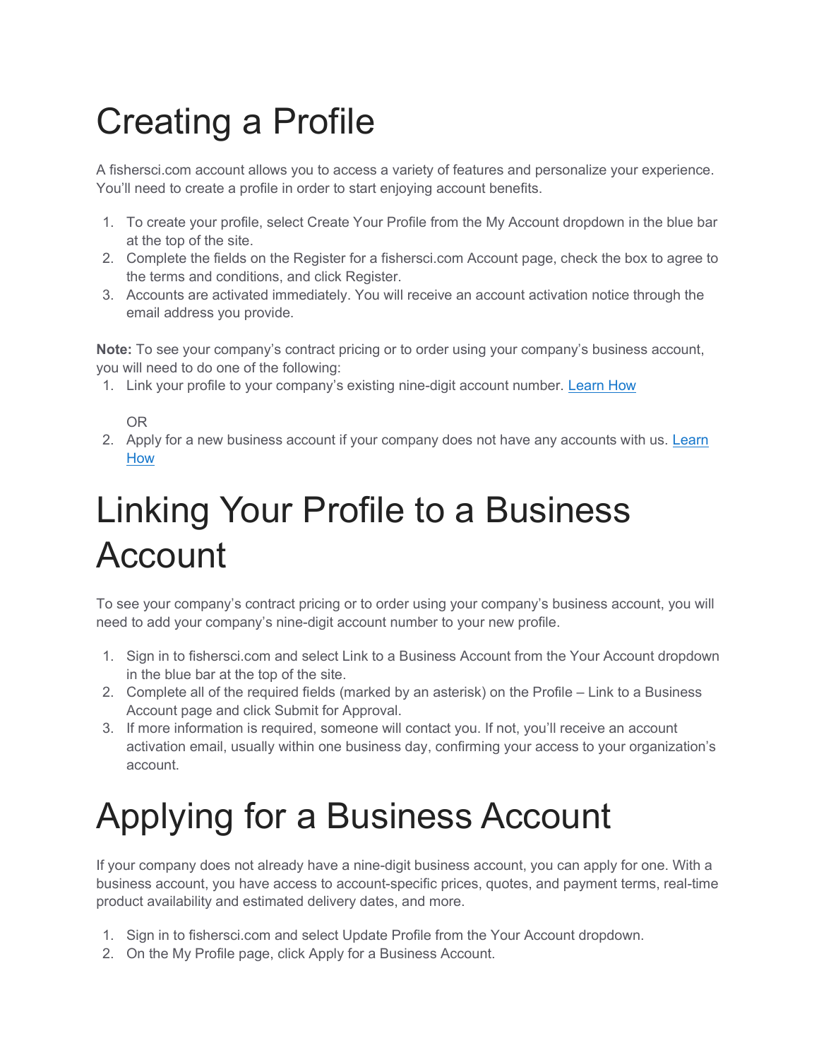# Creating a Profile

A fishersci.com account allows you to access a variety of features and personalize your experience. You'll need to create a profile in order to start enjoying account benefits.

1. To create your profile, select Create Your Profile from the My Account dropdown in the blue bar at the top of the site.
2. Complete the fields on the Register for a fishersci.com Account page, check the box to agree to the terms and conditions, and click Register.
3. Accounts are activated immediately. You will receive an account activation notice through the email address you provide.

**Note:** To see your company's contract pricing or to order using your company's business account, you will need to do one of the following:

1. Link your profile to your company's existing nine-digit account number. Learn How

   OR

2. Apply for a new business account if your company does not have any accounts with us. Learn How

# Linking Your Profile to a Business Account

To see your company's contract pricing or to order using your company's business account, you will need to add your company's nine-digit account number to your new profile.

1. Sign in to fishersci.com and select Link to a Business Account from the Your Account dropdown in the blue bar at the top of the site.
2. Complete all of the required fields (marked by an asterisk) on the Profile – Link to a Business Account page and click Submit for Approval.
3. If more information is required, someone will contact you. If not, you'll receive an account activation email, usually within one business day, confirming your access to your organization's account.

# Applying for a Business Account

If your company does not already have a nine-digit business account, you can apply for one. With a business account, you have access to account-specific prices, quotes, and payment terms, real-time product availability and estimated delivery dates, and more.

1. Sign in to fishersci.com and select Update Profile from the Your Account dropdown.
2. On the My Profile page, click Apply for a Business Account.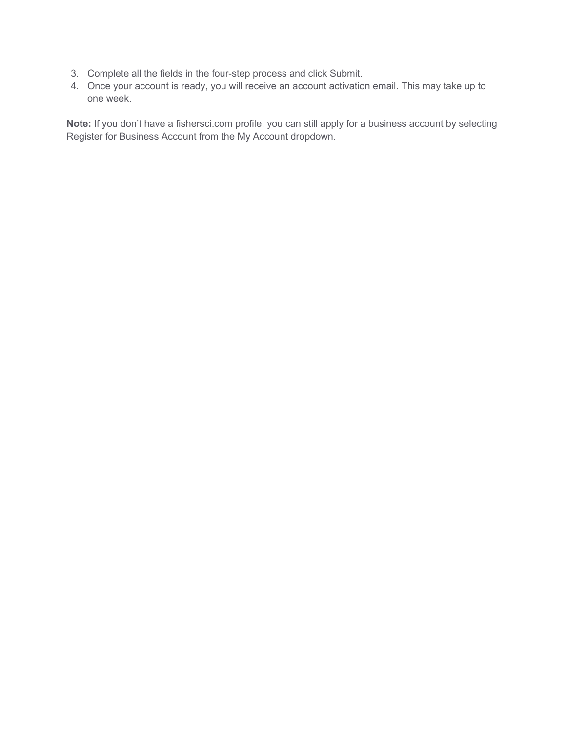3. Complete all the fields in the four-step process and click Submit.
4. Once your account is ready, you will receive an account activation email. This may take up to one week.

**Note:** If you don't have a fishersci.com profile, you can still apply for a business account by selecting Register for Business Account from the My Account dropdown.